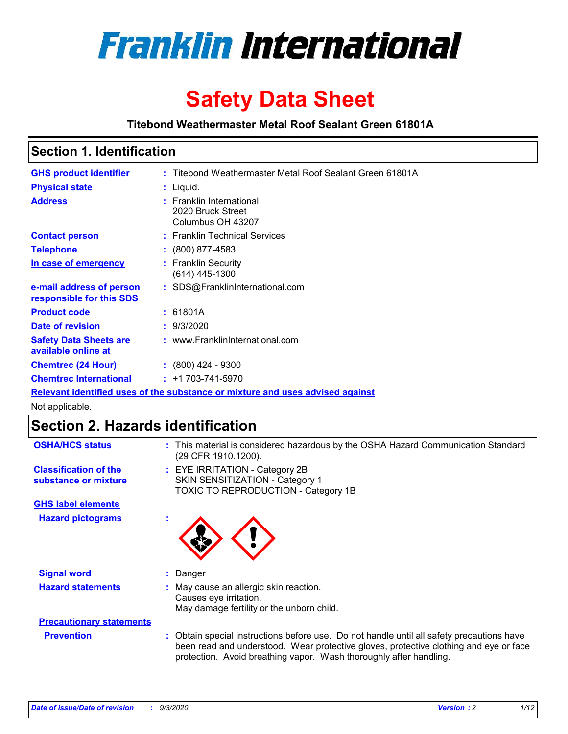# Franklin International

# Safety Data Sheet

**Titebond Weathermaster Metal Roof Sealant Green 61801A**

## Section 1. Identification

| | | |
|---|---|---|
| **GHS product identifier** | : | Titebond Weathermaster Metal Roof Sealant Green 61801A |
| **Physical state** | : | Liquid. |
| **Address** | : | Franklin International<br>2020 Bruck Street<br>Columbus OH 43207 |
| **Contact person** | : | Franklin Technical Services |
| **Telephone** | : | (800) 877-4583 |
| **In case of emergency** | : | Franklin Security<br>(614) 445-1300 |
| **e-mail address of person responsible for this SDS** | : | SDS@FranklinInternational.com |
| **Product code** | : | 61801A |
| **Date of revision** | : | 9/3/2020 |
| **Safety Data Sheets are available online at** | : | www.FranklinInternational.com |
| **Chemtrec (24 Hour)** | : | (800) 424 - 9300 |
| **Chemtrec International** | : | +1 703-741-5970 |

**Relevant identified uses of the substance or mixture and uses advised against**

Not applicable.

## Section 2. Hazards identification

| | | |
|---|---|---|
| **OSHA/HCS status** | : | This material is considered hazardous by the OSHA Hazard Communication Standard (29 CFR 1910.1200). |
| **Classification of the substance or mixture** | : | EYE IRRITATION - Category 2B<br>SKIN SENSITIZATION - Category 1<br>TOXIC TO REPRODUCTION - Category 1B |

**GHS label elements**

| | | |
|---|---|---|
| **Hazard pictograms** | : | |
| **Signal word** | : | Danger |
| **Hazard statements** | : | May cause an allergic skin reaction.<br>Causes eye irritation.<br>May damage fertility or the unborn child. |

**Precautionary statements**

| | | |
|---|---|---|
| **Prevention** | : | Obtain special instructions before use. Do not handle until all safety precautions have been read and understood. Wear protective gloves, protective clothing and eye or face protection. Avoid breathing vapor. Wash thoroughly after handling. |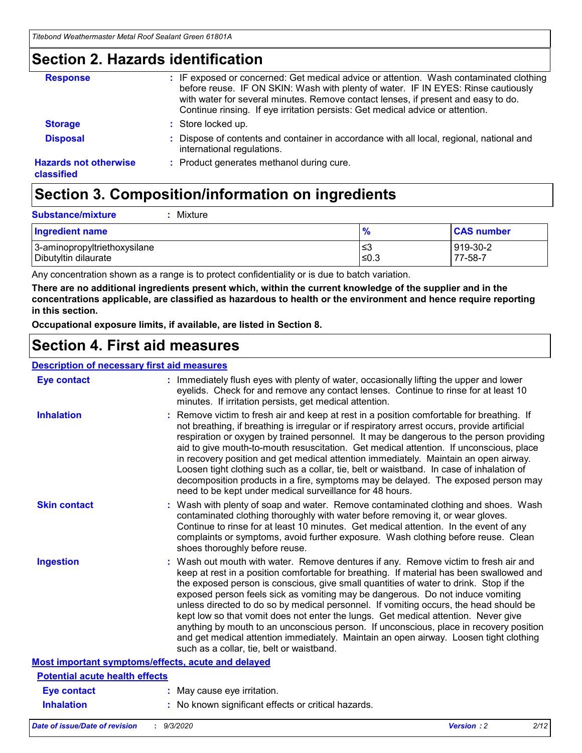## Section 2. Hazards identification

**Response** : IF exposed or concerned: Get medical advice or attention. Wash contaminated clothing before reuse. IF ON SKIN: Wash with plenty of water. IF IN EYES: Rinse cautiously with water for several minutes. Remove contact lenses, if present and easy to do. Continue rinsing. If eye irritation persists: Get medical advice or attention.

**Storage** : Store locked up.

**Disposal** : Dispose of contents and container in accordance with all local, regional, national and international regulations.

**Hazards not otherwise classified** : Product generates methanol during cure.

## Section 3. Composition/information on ingredients

**Substance/mixture** : Mixture

| Ingredient name | % | CAS number |
|---|---|---|
| 3-aminopropyltriethoxysilane | ≤3 | 919-30-2 |
| Dibutyltin dilaurate | ≤0.3 | 77-58-7 |

Any concentration shown as a range is to protect confidentiality or is due to batch variation.

**There are no additional ingredients present which, within the current knowledge of the supplier and in the concentrations applicable, are classified as hazardous to health or the environment and hence require reporting in this section.**

**Occupational exposure limits, if available, are listed in Section 8.**

## Section 4. First aid measures

### Description of necessary first aid measures

**Eye contact** : Immediately flush eyes with plenty of water, occasionally lifting the upper and lower eyelids. Check for and remove any contact lenses. Continue to rinse for at least 10 minutes. If irritation persists, get medical attention.

**Inhalation** : Remove victim to fresh air and keep at rest in a position comfortable for breathing. If not breathing, if breathing is irregular or if respiratory arrest occurs, provide artificial respiration or oxygen by trained personnel. It may be dangerous to the person providing aid to give mouth-to-mouth resuscitation. Get medical attention. If unconscious, place in recovery position and get medical attention immediately. Maintain an open airway. Loosen tight clothing such as a collar, tie, belt or waistband. In case of inhalation of decomposition products in a fire, symptoms may be delayed. The exposed person may need to be kept under medical surveillance for 48 hours.

**Skin contact** : Wash with plenty of soap and water. Remove contaminated clothing and shoes. Wash contaminated clothing thoroughly with water before removing it, or wear gloves. Continue to rinse for at least 10 minutes. Get medical attention. In the event of any complaints or symptoms, avoid further exposure. Wash clothing before reuse. Clean shoes thoroughly before reuse.

**Ingestion** : Wash out mouth with water. Remove dentures if any. Remove victim to fresh air and keep at rest in a position comfortable for breathing. If material has been swallowed and the exposed person is conscious, give small quantities of water to drink. Stop if the exposed person feels sick as vomiting may be dangerous. Do not induce vomiting unless directed to do so by medical personnel. If vomiting occurs, the head should be kept low so that vomit does not enter the lungs. Get medical attention. Never give anything by mouth to an unconscious person. If unconscious, place in recovery position and get medical attention immediately. Maintain an open airway. Loosen tight clothing such as a collar, tie, belt or waistband.

### Most important symptoms/effects, acute and delayed

#### Potential acute health effects

**Eye contact** : May cause eye irritation.

**Inhalation** : No known significant effects or critical hazards.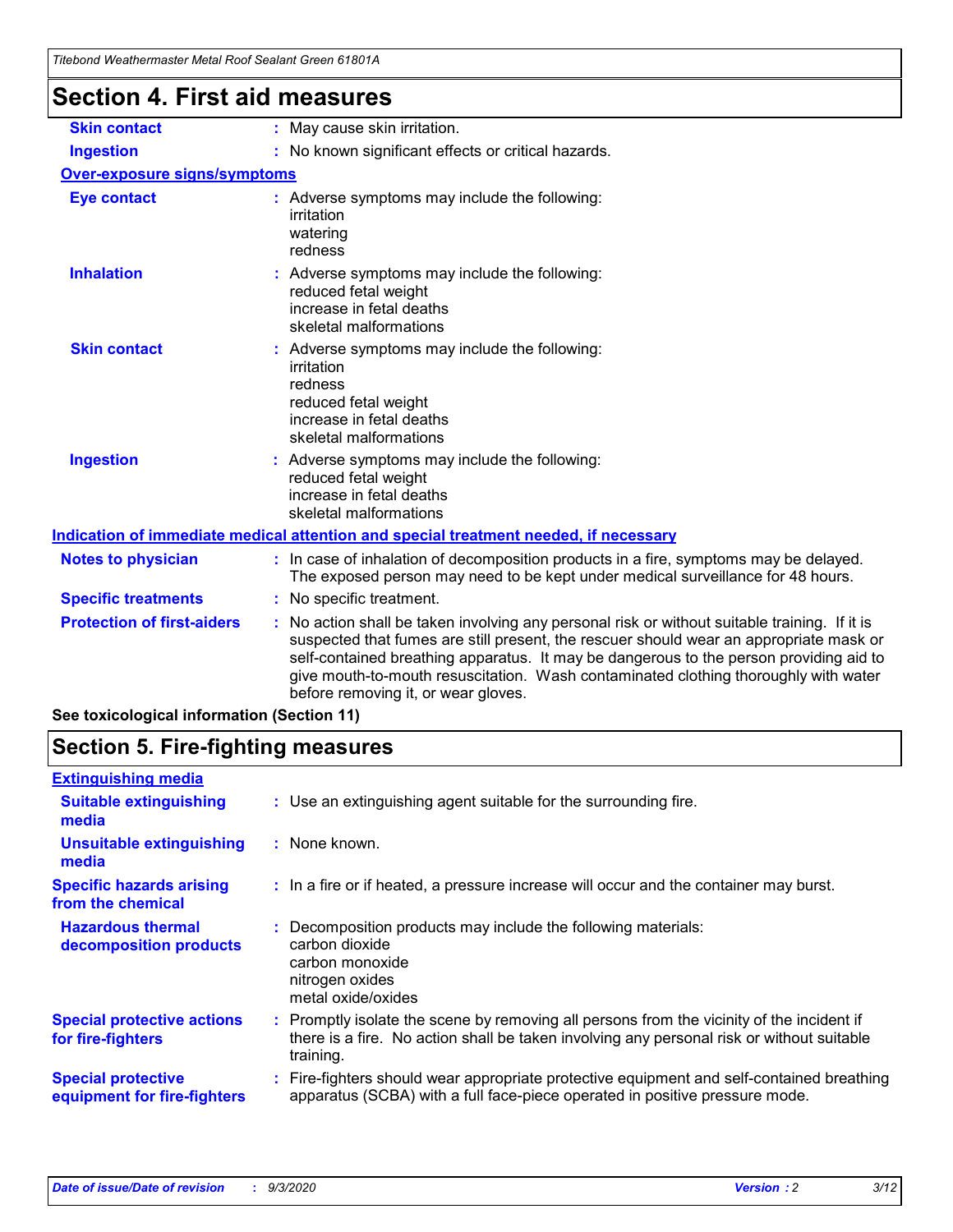## Section 4. First aid measures

| | |
|---|---|
| **Skin contact** | : May cause skin irritation. |
| **Ingestion** | : No known significant effects or critical hazards. |

**Over-exposure signs/symptoms**

| | |
|---|---|
| **Eye contact** | : Adverse symptoms may include the following:<br>irritation<br>watering<br>redness |
| **Inhalation** | : Adverse symptoms may include the following:<br>reduced fetal weight<br>increase in fetal deaths<br>skeletal malformations |
| **Skin contact** | : Adverse symptoms may include the following:<br>irritation<br>redness<br>reduced fetal weight<br>increase in fetal deaths<br>skeletal malformations |
| **Ingestion** | : Adverse symptoms may include the following:<br>reduced fetal weight<br>increase in fetal deaths<br>skeletal malformations |

**Indication of immediate medical attention and special treatment needed, if necessary**

| | |
|---|---|
| **Notes to physician** | : In case of inhalation of decomposition products in a fire, symptoms may be delayed. The exposed person may need to be kept under medical surveillance for 48 hours. |
| **Specific treatments** | : No specific treatment. |
| **Protection of first-aiders** | : No action shall be taken involving any personal risk or without suitable training. If it is suspected that fumes are still present, the rescuer should wear an appropriate mask or self-contained breathing apparatus. It may be dangerous to the person providing aid to give mouth-to-mouth resuscitation. Wash contaminated clothing thoroughly with water before removing it, or wear gloves. |

**See toxicological information (Section 11)**

## Section 5. Fire-fighting measures

**Extinguishing media**

| | |
|---|---|
| **Suitable extinguishing media** | : Use an extinguishing agent suitable for the surrounding fire. |
| **Unsuitable extinguishing media** | : None known. |
| **Specific hazards arising from the chemical** | : In a fire or if heated, a pressure increase will occur and the container may burst. |
| **Hazardous thermal decomposition products** | : Decomposition products may include the following materials:<br>carbon dioxide<br>carbon monoxide<br>nitrogen oxides<br>metal oxide/oxides |
| **Special protective actions for fire-fighters** | : Promptly isolate the scene by removing all persons from the vicinity of the incident if there is a fire. No action shall be taken involving any personal risk or without suitable training. |
| **Special protective equipment for fire-fighters** | : Fire-fighters should wear appropriate protective equipment and self-contained breathing apparatus (SCBA) with a full face-piece operated in positive pressure mode. |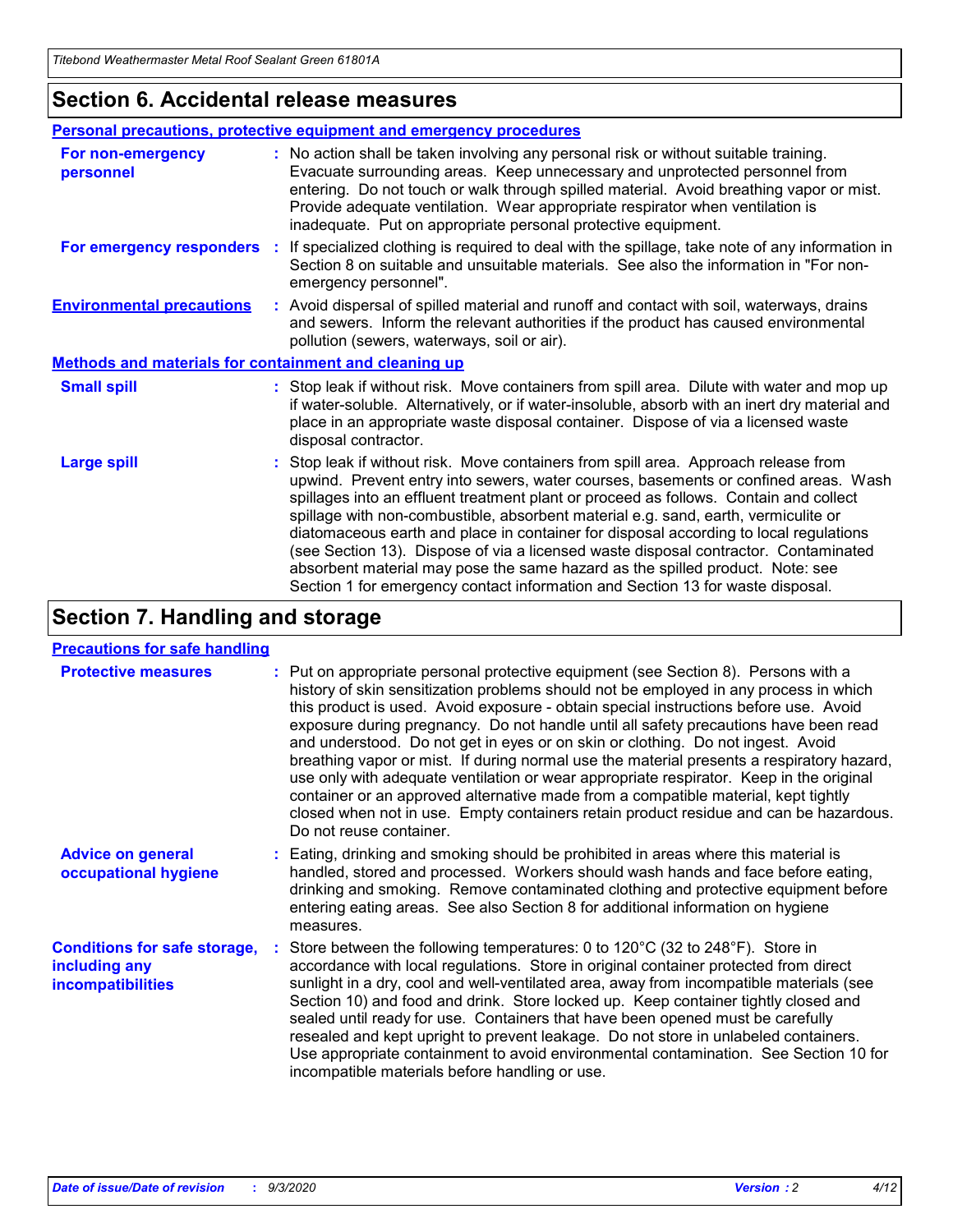## Section 6. Accidental release measures

### Personal precautions, protective equipment and emergency procedures

**For non-emergency personnel** : No action shall be taken involving any personal risk or without suitable training. Evacuate surrounding areas. Keep unnecessary and unprotected personnel from entering. Do not touch or walk through spilled material. Avoid breathing vapor or mist. Provide adequate ventilation. Wear appropriate respirator when ventilation is inadequate. Put on appropriate personal protective equipment.

**For emergency responders** : If specialized clothing is required to deal with the spillage, take note of any information in Section 8 on suitable and unsuitable materials. See also the information in "For non-emergency personnel".

**Environmental precautions** : Avoid dispersal of spilled material and runoff and contact with soil, waterways, drains and sewers. Inform the relevant authorities if the product has caused environmental pollution (sewers, waterways, soil or air).

### Methods and materials for containment and cleaning up

**Small spill** : Stop leak if without risk. Move containers from spill area. Dilute with water and mop up if water-soluble. Alternatively, or if water-insoluble, absorb with an inert dry material and place in an appropriate waste disposal container. Dispose of via a licensed waste disposal contractor.

**Large spill** : Stop leak if without risk. Move containers from spill area. Approach release from upwind. Prevent entry into sewers, water courses, basements or confined areas. Wash spillages into an effluent treatment plant or proceed as follows. Contain and collect spillage with non-combustible, absorbent material e.g. sand, earth, vermiculite or diatomaceous earth and place in container for disposal according to local regulations (see Section 13). Dispose of via a licensed waste disposal contractor. Contaminated absorbent material may pose the same hazard as the spilled product. Note: see Section 1 for emergency contact information and Section 13 for waste disposal.

## Section 7. Handling and storage

### Precautions for safe handling

**Protective measures** : Put on appropriate personal protective equipment (see Section 8). Persons with a history of skin sensitization problems should not be employed in any process in which this product is used. Avoid exposure - obtain special instructions before use. Avoid exposure during pregnancy. Do not handle until all safety precautions have been read and understood. Do not get in eyes or on skin or clothing. Do not ingest. Avoid breathing vapor or mist. If during normal use the material presents a respiratory hazard, use only with adequate ventilation or wear appropriate respirator. Keep in the original container or an approved alternative made from a compatible material, kept tightly closed when not in use. Empty containers retain product residue and can be hazardous. Do not reuse container.

**Advice on general occupational hygiene** : Eating, drinking and smoking should be prohibited in areas where this material is handled, stored and processed. Workers should wash hands and face before eating, drinking and smoking. Remove contaminated clothing and protective equipment before entering eating areas. See also Section 8 for additional information on hygiene measures.

**Conditions for safe storage, including any incompatibilities** : Store between the following temperatures: 0 to 120°C (32 to 248°F). Store in accordance with local regulations. Store in original container protected from direct sunlight in a dry, cool and well-ventilated area, away from incompatible materials (see Section 10) and food and drink. Store locked up. Keep container tightly closed and sealed until ready for use. Containers that have been opened must be carefully resealed and kept upright to prevent leakage. Do not store in unlabeled containers. Use appropriate containment to avoid environmental contamination. See Section 10 for incompatible materials before handling or use.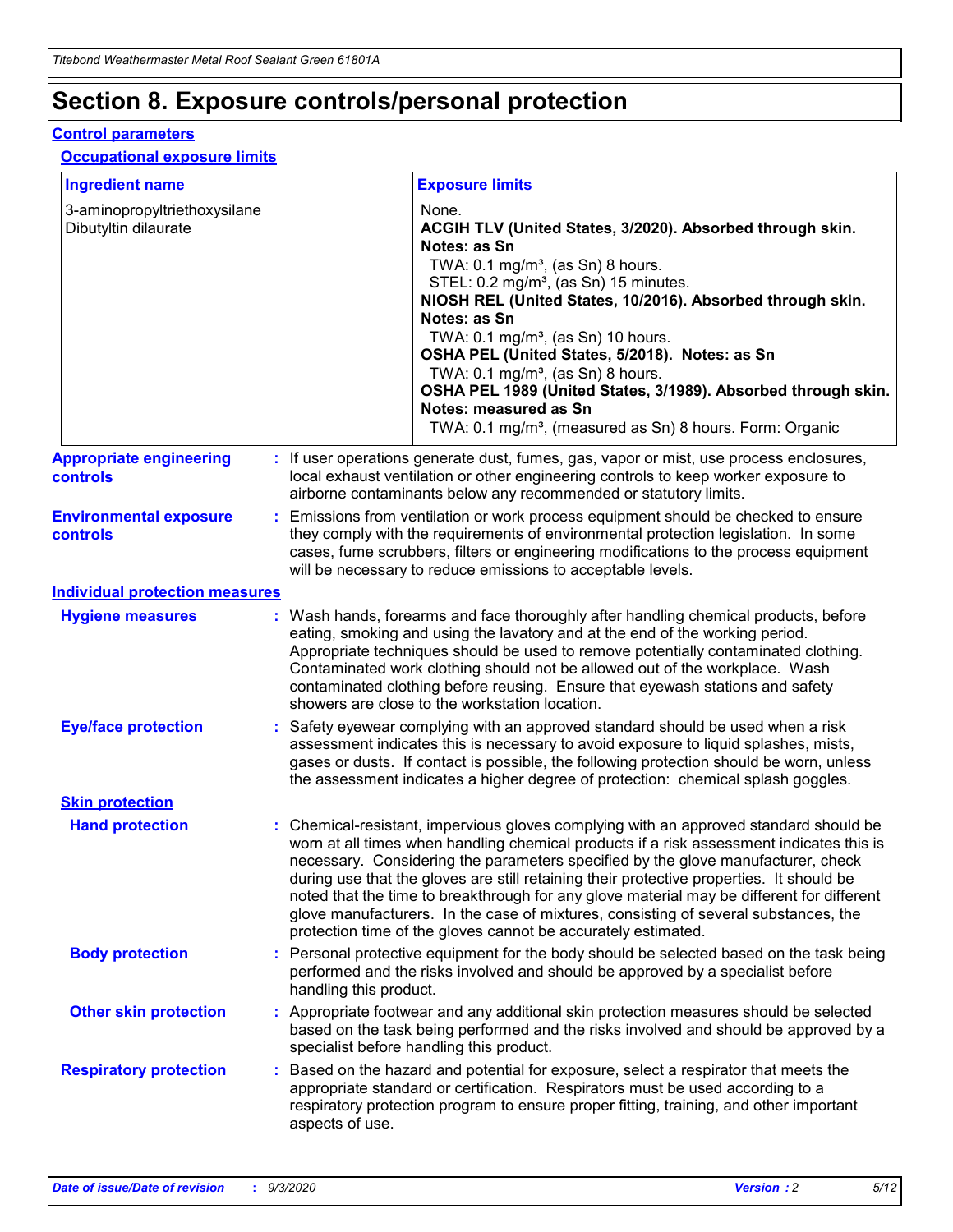# Section 8. Exposure controls/personal protection

## Control parameters

### Occupational exposure limits

| Ingredient name | Exposure limits |
| --- | --- |
| 3-aminopropyltriethoxysilane | None. |
| Dibutyltin dilaurate | **ACGIH TLV (United States, 3/2020). Absorbed through skin. Notes: as Sn**<br>TWA: 0.1 mg/m³, (as Sn) 8 hours.<br>STEL: 0.2 mg/m³, (as Sn) 15 minutes.<br>**NIOSH REL (United States, 10/2016). Absorbed through skin. Notes: as Sn**<br>TWA: 0.1 mg/m³, (as Sn) 10 hours.<br>**OSHA PEL (United States, 5/2018). Notes: as Sn**<br>TWA: 0.1 mg/m³, (as Sn) 8 hours.<br>**OSHA PEL 1989 (United States, 3/1989). Absorbed through skin. Notes: measured as Sn**<br>TWA: 0.1 mg/m³, (measured as Sn) 8 hours. Form: Organic |

**Appropriate engineering controls** : If user operations generate dust, fumes, gas, vapor or mist, use process enclosures, local exhaust ventilation or other engineering controls to keep worker exposure to airborne contaminants below any recommended or statutory limits.

**Environmental exposure controls** : Emissions from ventilation or work process equipment should be checked to ensure they comply with the requirements of environmental protection legislation. In some cases, fume scrubbers, filters or engineering modifications to the process equipment will be necessary to reduce emissions to acceptable levels.

## Individual protection measures

**Hygiene measures** : Wash hands, forearms and face thoroughly after handling chemical products, before eating, smoking and using the lavatory and at the end of the working period. Appropriate techniques should be used to remove potentially contaminated clothing. Contaminated work clothing should not be allowed out of the workplace. Wash contaminated clothing before reusing. Ensure that eyewash stations and safety showers are close to the workstation location.

**Eye/face protection** : Safety eyewear complying with an approved standard should be used when a risk assessment indicates this is necessary to avoid exposure to liquid splashes, mists, gases or dusts. If contact is possible, the following protection should be worn, unless the assessment indicates a higher degree of protection: chemical splash goggles.

### Skin protection

**Hand protection** : Chemical-resistant, impervious gloves complying with an approved standard should be worn at all times when handling chemical products if a risk assessment indicates this is necessary. Considering the parameters specified by the glove manufacturer, check during use that the gloves are still retaining their protective properties. It should be noted that the time to breakthrough for any glove material may be different for different glove manufacturers. In the case of mixtures, consisting of several substances, the protection time of the gloves cannot be accurately estimated.

**Body protection** : Personal protective equipment for the body should be selected based on the task being performed and the risks involved and should be approved by a specialist before handling this product.

**Other skin protection** : Appropriate footwear and any additional skin protection measures should be selected based on the task being performed and the risks involved and should be approved by a specialist before handling this product.

**Respiratory protection** : Based on the hazard and potential for exposure, select a respirator that meets the appropriate standard or certification. Respirators must be used according to a respiratory protection program to ensure proper fitting, training, and other important aspects of use.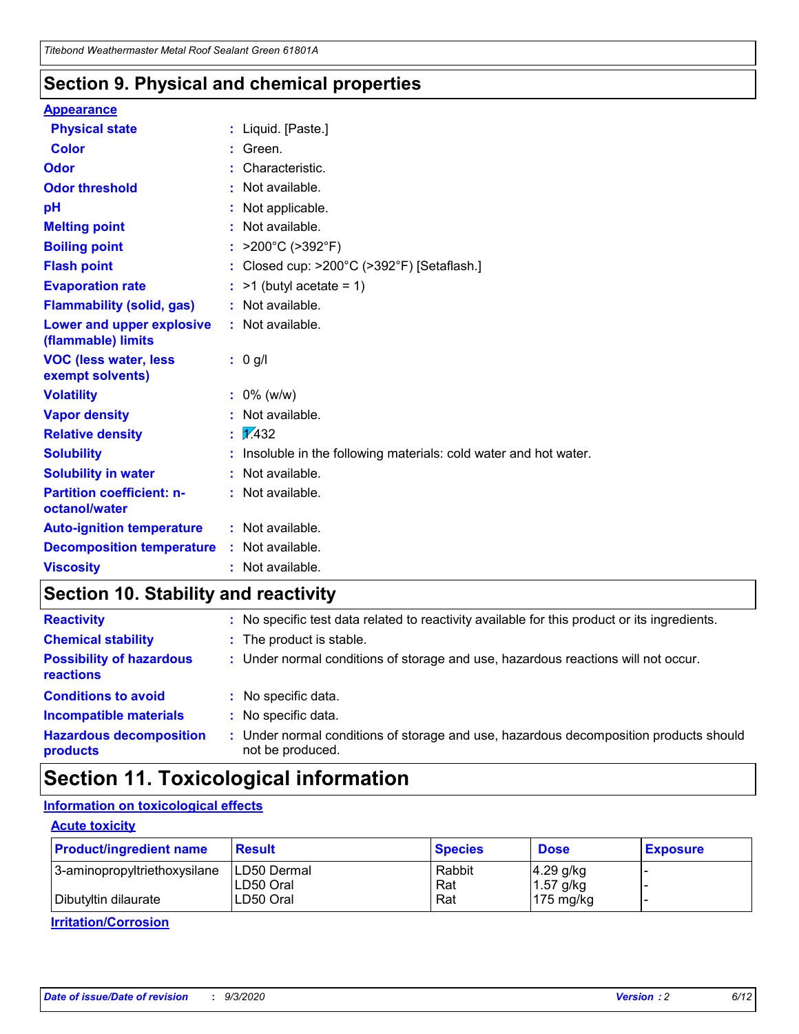## Section 9. Physical and chemical properties

### Appearance

| | | |
|---|---|---|
| **Physical state** | : | Liquid. [Paste.] |
| **Color** | : | Green. |
| **Odor** | : | Characteristic. |
| **Odor threshold** | : | Not available. |
| **pH** | : | Not applicable. |
| **Melting point** | : | Not available. |
| **Boiling point** | : | >200°C (>392°F) |
| **Flash point** | : | Closed cup: >200°C (>392°F) [Setaflash.] |
| **Evaporation rate** | : | >1 (butyl acetate = 1) |
| **Flammability (solid, gas)** | : | Not available. |
| **Lower and upper explosive (flammable) limits** | : | Not available. |
| **VOC (less water, less exempt solvents)** | : | 0 g/l |
| **Volatility** | : | 0% (w/w) |
| **Vapor density** | : | Not available. |
| **Relative density** | : | 1.432 |
| **Solubility** | : | Insoluble in the following materials: cold water and hot water. |
| **Solubility in water** | : | Not available. |
| **Partition coefficient: n-octanol/water** | : | Not available. |
| **Auto-ignition temperature** | : | Not available. |
| **Decomposition temperature** | : | Not available. |
| **Viscosity** | : | Not available. |

## Section 10. Stability and reactivity

| | | |
|---|---|---|
| **Reactivity** | : | No specific test data related to reactivity available for this product or its ingredients. |
| **Chemical stability** | : | The product is stable. |
| **Possibility of hazardous reactions** | : | Under normal conditions of storage and use, hazardous reactions will not occur. |
| **Conditions to avoid** | : | No specific data. |
| **Incompatible materials** | : | No specific data. |
| **Hazardous decomposition products** | : | Under normal conditions of storage and use, hazardous decomposition products should not be produced. |

## Section 11. Toxicological information

### Information on toxicological effects

#### Acute toxicity

| Product/ingredient name | Result | Species | Dose | Exposure |
|---|---|---|---|---|
| 3-aminopropyltriethoxysilane | LD50 Dermal | Rabbit | 4.29 g/kg | - |
| | LD50 Oral | Rat | 1.57 g/kg | - |
| Dibutyltin dilaurate | LD50 Oral | Rat | 175 mg/kg | - |

#### Irritation/Corrosion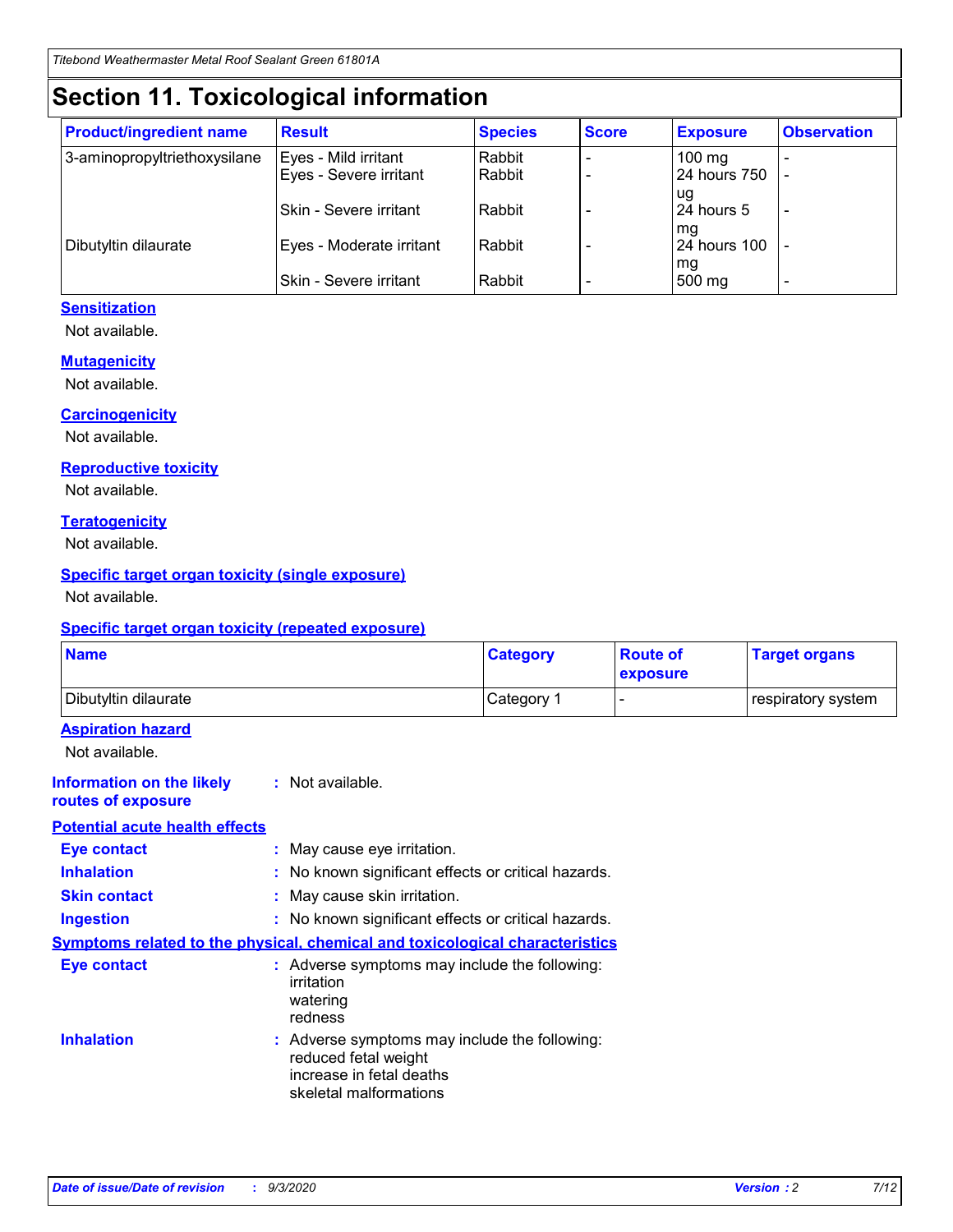# Section 11. Toxicological information

| Product/ingredient name | Result | Species | Score | Exposure | Observation |
|---|---|---|---|---|---|
| 3-aminopropyltriethoxysilane | Eyes - Mild irritant | Rabbit | - | 100 mg | - |
| | Eyes - Severe irritant | Rabbit | - | 24 hours 750 ug | - |
| | Skin - Severe irritant | Rabbit | - | 24 hours 5 mg | - |
| Dibutyltin dilaurate | Eyes - Moderate irritant | Rabbit | - | 24 hours 100 mg | - |
| | Skin - Severe irritant | Rabbit | - | 500 mg | - |

### Sensitization

Not available.

### Mutagenicity

Not available.

### Carcinogenicity

Not available.

### Reproductive toxicity

Not available.

### Teratogenicity

Not available.

### Specific target organ toxicity (single exposure)

Not available.

### Specific target organ toxicity (repeated exposure)

| Name | Category | Route of exposure | Target organs |
|---|---|---|---|
| Dibutyltin dilaurate | Category 1 | - | respiratory system |

### Aspiration hazard

Not available.

**Information on the likely routes of exposure** : Not available.

### Potential acute health effects

**Eye contact** : May cause eye irritation.

**Inhalation** : No known significant effects or critical hazards.

**Skin contact** : May cause skin irritation.

**Ingestion** : No known significant effects or critical hazards.

### Symptoms related to the physical, chemical and toxicological characteristics

**Eye contact** : Adverse symptoms may include the following:
irritation
watering
redness

**Inhalation** : Adverse symptoms may include the following:
reduced fetal weight
increase in fetal deaths
skeletal malformations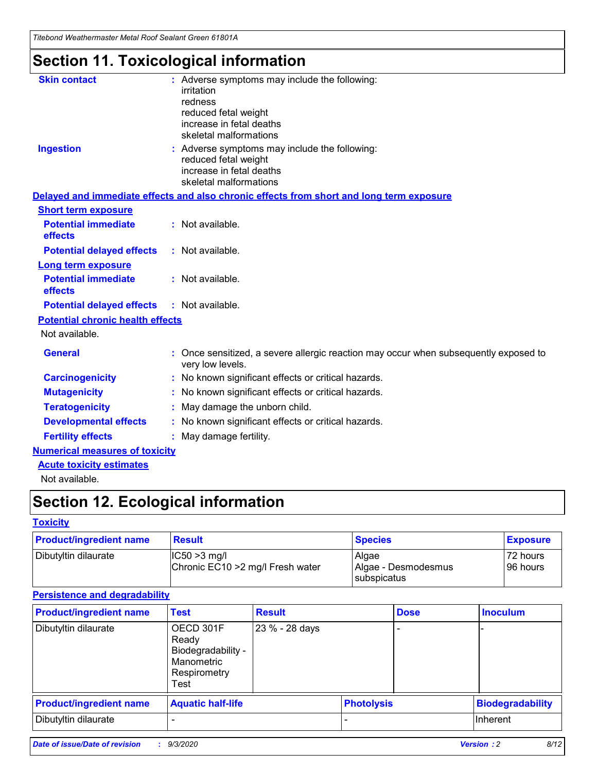# Section 11. Toxicological information

**Skin contact** : Adverse symptoms may include the following:
irritation
redness
reduced fetal weight
increase in fetal deaths
skeletal malformations

**Ingestion** : Adverse symptoms may include the following:
reduced fetal weight
increase in fetal deaths
skeletal malformations

## Delayed and immediate effects and also chronic effects from short and long term exposure

### Short term exposure

**Potential immediate effects** : Not available.

**Potential delayed effects** : Not available.

### Long term exposure

**Potential immediate effects** : Not available.

**Potential delayed effects** : Not available.

### Potential chronic health effects

Not available.

**General** : Once sensitized, a severe allergic reaction may occur when subsequently exposed to very low levels.

**Carcinogenicity** : No known significant effects or critical hazards.

**Mutagenicity** : No known significant effects or critical hazards.

**Teratogenicity** : May damage the unborn child.

**Developmental effects** : No known significant effects or critical hazards.

**Fertility effects** : May damage fertility.

## Numerical measures of toxicity

### Acute toxicity estimates

Not available.

# Section 12. Ecological information

## Toxicity

| Product/ingredient name | Result | Species | Exposure |
|---|---|---|---|
| Dibutyltin dilaurate | IC50 >3 mg/l<br>Chronic EC10 >2 mg/l Fresh water | Algae<br>Algae - Desmodesmus subspicatus | 72 hours<br>96 hours |

## Persistence and degradability

| Product/ingredient name | Test | Result | Dose | Inoculum |
|---|---|---|---|---|
| Dibutyltin dilaurate | OECD 301F Ready Biodegradability - Manometric Respirometry Test | 23 % - 28 days | - | - |

| Product/ingredient name | Aquatic half-life | Photolysis | Biodegradability |
|---|---|---|---|
| Dibutyltin dilaurate | - | - | Inherent |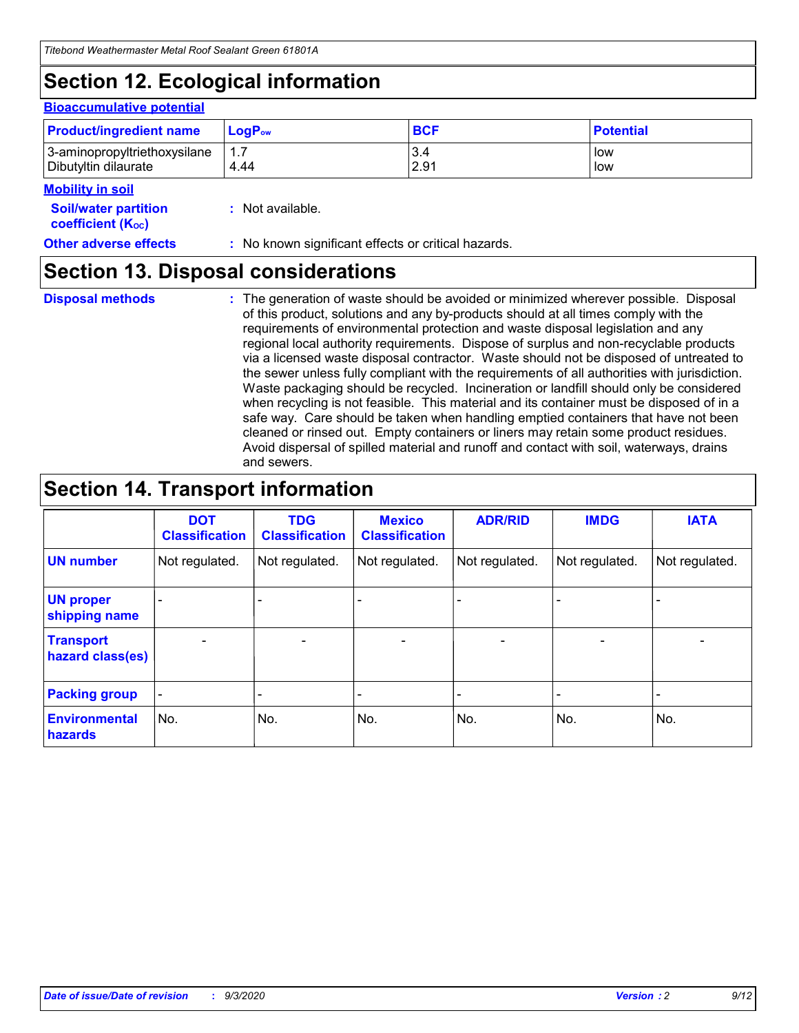## Section 12. Ecological information

### Bioaccumulative potential

| Product/ingredient name | $LogP_{ow}$ | BCF | Potential |
|---|---|---|---|
| 3-aminopropyltriethoxysilane | 1.7 | 3.4 | low |
| Dibutyltin dilaurate | 4.44 | 2.91 | low |

### Mobility in soil

**Soil/water partition coefficient ($K_{OC}$)** : Not available.

**Other adverse effects** : No known significant effects or critical hazards.

## Section 13. Disposal considerations

**Disposal methods** : The generation of waste should be avoided or minimized wherever possible. Disposal of this product, solutions and any by-products should at all times comply with the requirements of environmental protection and waste disposal legislation and any regional local authority requirements. Dispose of surplus and non-recyclable products via a licensed waste disposal contractor. Waste should not be disposed of untreated to the sewer unless fully compliant with the requirements of all authorities with jurisdiction. Waste packaging should be recycled. Incineration or landfill should only be considered when recycling is not feasible. This material and its container must be disposed of in a safe way. Care should be taken when handling emptied containers that have not been cleaned or rinsed out. Empty containers or liners may retain some product residues. Avoid dispersal of spilled material and runoff and contact with soil, waterways, drains and sewers.

## Section 14. Transport information

| | DOT Classification | TDG Classification | Mexico Classification | ADR/RID | IMDG | IATA |
|---|---|---|---|---|---|---|
| UN number | Not regulated. | Not regulated. | Not regulated. | Not regulated. | Not regulated. | Not regulated. |
| UN proper shipping name | - | - | - | - | - | - |
| Transport hazard class(es) | - | - | - | - | - | - |
| Packing group | - | - | - | - | - | - |
| Environmental hazards | No. | No. | No. | No. | No. | No. |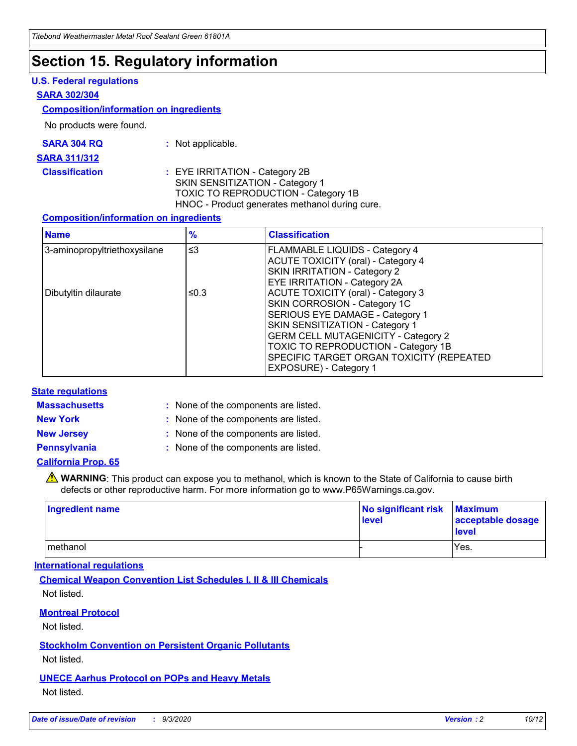# Section 15. Regulatory information

### U.S. Federal regulations

#### SARA 302/304

**Composition/information on ingredients**

No products were found.

**SARA 304 RQ** : Not applicable.

#### SARA 311/312

**Classification** : EYE IRRITATION - Category 2B
SKIN SENSITIZATION - Category 1
TOXIC TO REPRODUCTION - Category 1B
HNOC - Product generates methanol during cure.

**Composition/information on ingredients**

| Name | % | Classification |
| --- | --- | --- |
| 3-aminopropyltriethoxysilane | ≤3 | FLAMMABLE LIQUIDS - Category 4<br>ACUTE TOXICITY (oral) - Category 4<br>SKIN IRRITATION - Category 2<br>EYE IRRITATION - Category 2A |
| Dibutyltin dilaurate | ≤0.3 | ACUTE TOXICITY (oral) - Category 3<br>SKIN CORROSION - Category 1C<br>SERIOUS EYE DAMAGE - Category 1<br>SKIN SENSITIZATION - Category 1<br>GERM CELL MUTAGENICITY - Category 2<br>TOXIC TO REPRODUCTION - Category 1B<br>SPECIFIC TARGET ORGAN TOXICITY (REPEATED EXPOSURE) - Category 1 |

### State regulations

**Massachusetts** : None of the components are listed.

**New York** : None of the components are listed.

**New Jersey** : None of the components are listed.

**Pennsylvania** : None of the components are listed.

#### California Prop. 65

⚠ **WARNING**: This product can expose you to methanol, which is known to the State of California to cause birth defects or other reproductive harm. For more information go to www.P65Warnings.ca.gov.

| Ingredient name | No significant risk level | Maximum acceptable dosage level |
| --- | --- | --- |
| methanol | - | Yes. |

### International regulations

**Chemical Weapon Convention List Schedules I, II & III Chemicals**

Not listed.

**Montreal Protocol**

Not listed.

**Stockholm Convention on Persistent Organic Pollutants**

Not listed.

**UNECE Aarhus Protocol on POPs and Heavy Metals**

Not listed.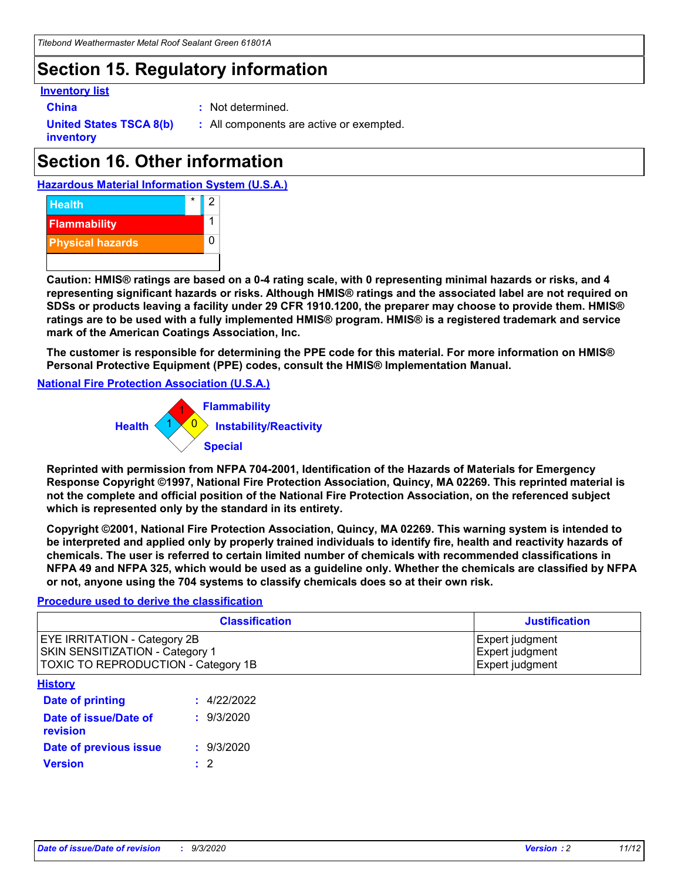## Section 15. Regulatory information

**Inventory list**

**China** : Not determined.

**United States TSCA 8(b) inventory** : All components are active or exempted.

## Section 16. Other information

**Hazardous Material Information System (U.S.A.)**

| | | |
|---|---|---|
| Health | * | 2 |
| Flammability | | 1 |
| Physical hazards | | 0 |
| | | |

**Caution: HMIS® ratings are based on a 0-4 rating scale, with 0 representing minimal hazards or risks, and 4 representing significant hazards or risks. Although HMIS® ratings and the associated label are not required on SDSs or products leaving a facility under 29 CFR 1910.1200, the preparer may choose to provide them. HMIS® ratings are to be used with a fully implemented HMIS® program. HMIS® is a registered trademark and service mark of the American Coatings Association, Inc.**

**The customer is responsible for determining the PPE code for this material. For more information on HMIS® Personal Protective Equipment (PPE) codes, consult the HMIS® Implementation Manual.**

**National Fire Protection Association (U.S.A.)**

Flammability: 1
Health: 1
Instability/Reactivity: 0
Special:

**Reprinted with permission from NFPA 704-2001, Identification of the Hazards of Materials for Emergency Response Copyright ©1997, National Fire Protection Association, Quincy, MA 02269. This reprinted material is not the complete and official position of the National Fire Protection Association, on the referenced subject which is represented only by the standard in its entirety.**

**Copyright ©2001, National Fire Protection Association, Quincy, MA 02269. This warning system is intended to be interpreted and applied only by properly trained individuals to identify fire, health and reactivity hazards of chemicals. The user is referred to certain limited number of chemicals with recommended classifications in NFPA 49 and NFPA 325, which would be used as a guideline only. Whether the chemicals are classified by NFPA or not, anyone using the 704 systems to classify chemicals does so at their own risk.**

**Procedure used to derive the classification**

| Classification | Justification |
|---|---|
| EYE IRRITATION - Category 2B | Expert judgment |
| SKIN SENSITIZATION - Category 1 | Expert judgment |
| TOXIC TO REPRODUCTION - Category 1B | Expert judgment |

**History**

**Date of printing** : 4/22/2022

**Date of issue/Date of revision** : 9/3/2020

**Date of previous issue** : 9/3/2020

**Version** : 2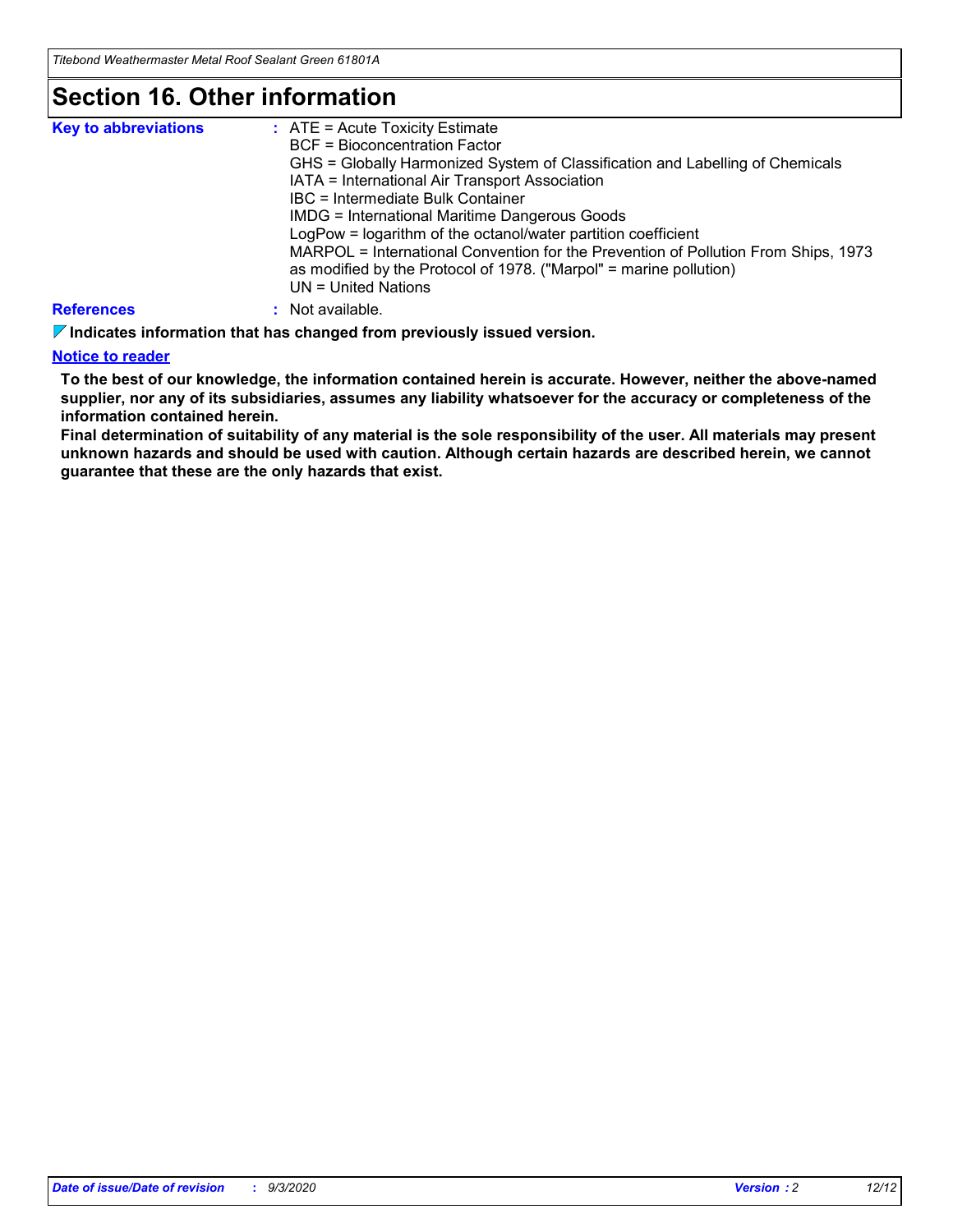# Section 16. Other information

**Key to abbreviations** : ATE = Acute Toxicity Estimate
BCF = Bioconcentration Factor
GHS = Globally Harmonized System of Classification and Labelling of Chemicals
IATA = International Air Transport Association
IBC = Intermediate Bulk Container
IMDG = International Maritime Dangerous Goods
LogPow = logarithm of the octanol/water partition coefficient
MARPOL = International Convention for the Prevention of Pollution From Ships, 1973 as modified by the Protocol of 1978. ("Marpol" = marine pollution)
UN = United Nations

**References** : Not available.

**Indicates information that has changed from previously issued version.**

**Notice to reader**

**To the best of our knowledge, the information contained herein is accurate. However, neither the above-named supplier, nor any of its subsidiaries, assumes any liability whatsoever for the accuracy or completeness of the information contained herein.**

**Final determination of suitability of any material is the sole responsibility of the user. All materials may present unknown hazards and should be used with caution. Although certain hazards are described herein, we cannot guarantee that these are the only hazards that exist.**